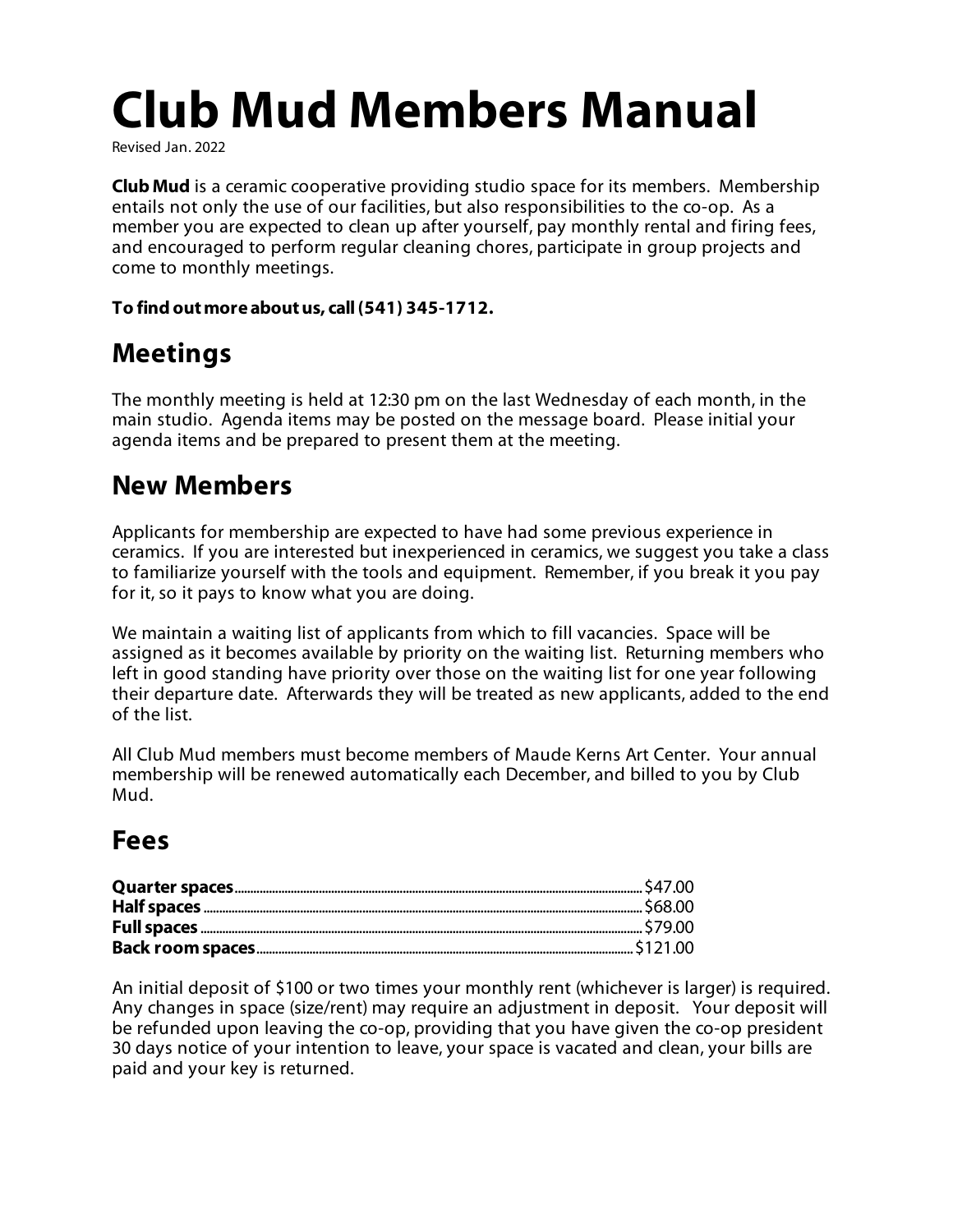# Club Mud Members Manual

Revised Jan. 2022

**Club Mud** is a ceramic cooperative providing studio space for its members. Membership entails not only the use of our facilities, but also responsibilities to the co-op. As a member you are expected to clean up after yourself, pay monthly rental and firing fees, and encouraged to perform regular cleaning chores, participate in group projects and come to monthly meetings.

**To find out more about us, call (541) 345-1712.**

## Meetings

The monthly meeting is held at 12:30 pm on the last Wednesday of each month, in the main studio. Agenda items may be posted on the message board. Please initial your agenda items and be prepared to present them at the meeting.

## New Members

Applicants for membership are expected to have had some previous experience in ceramics. If you are interested but inexperienced in ceramics, we suggest you take a class to familiarize yourself with the tools and equipment. Remember, if you break it you pay for it, so it pays to know what you are doing.

We maintain a waiting list of applicants from which to fill vacancies. Space will be assigned as it becomes available by priority on the waiting list. Returning members who left in good standing have priority over those on the waiting list for one year following their departure date. Afterwards they will be treated as new applicants, added to the end of the list.

All Club Mud members must become members of Maude Kerns Art Center. Your annual membership will be renewed automatically each December, and billed to you by Club Mud.

## Fees

| | |
|---|---|
| **Quarter spaces** | $47.00 |
| **Half spaces** | $68.00 |
| **Full spaces** | $79.00 |
| **Back room spaces** | $121.00 |

An initial deposit of $100 or two times your monthly rent (whichever is larger) is required. Any changes in space (size/rent) may require an adjustment in deposit. Your deposit will be refunded upon leaving the co-op, providing that you have given the co-op president 30 days notice of your intention to leave, your space is vacated and clean, your bills are paid and your key is returned.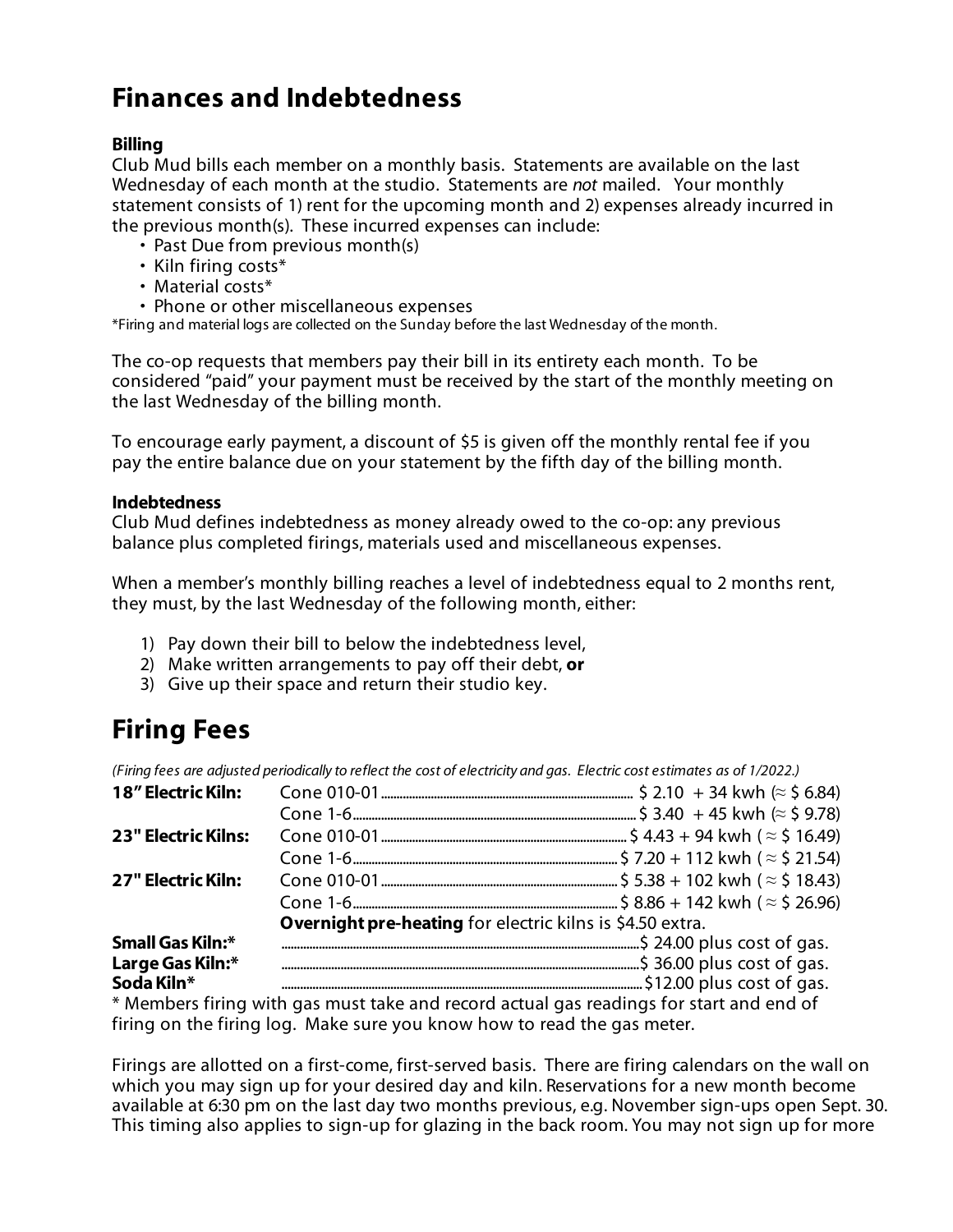# Finances and Indebtedness

### Billing

Club Mud bills each member on a monthly basis. Statements are available on the last Wednesday of each month at the studio. Statements are *not* mailed. Your monthly statement consists of 1) rent for the upcoming month and 2) expenses already incurred in the previous month(s). These incurred expenses can include:

- Past Due from previous month(s)
- Kiln firing costs*
- Material costs*
- Phone or other miscellaneous expenses

*Firing and material logs are collected on the Sunday before the last Wednesday of the month.

The co-op requests that members pay their bill in its entirety each month. To be considered "paid" your payment must be received by the start of the monthly meeting on the last Wednesday of the billing month.

To encourage early payment, a discount of $5 is given off the monthly rental fee if you pay the entire balance due on your statement by the fifth day of the billing month.

### Indebtedness

Club Mud defines indebtedness as money already owed to the co-op: any previous balance plus completed firings, materials used and miscellaneous expenses.

When a member's monthly billing reaches a level of indebtedness equal to 2 months rent, they must, by the last Wednesday of the following month, either:

1) Pay down their bill to below the indebtedness level,
2) Make written arrangements to pay off their debt, **or**
3) Give up their space and return their studio key.

# Firing Fees

*(Firing fees are adjusted periodically to reflect the cost of electricity and gas. Electric cost estimates as of 1/2022.)*

| Kiln | Cone | Fee |
|---|---|---|
| **18" Electric Kiln:** | Cone 010-01 | $ 2.10 + 34 kwh (≈ $ 6.84) |
| | Cone 1-6 | $ 3.40 + 45 kwh (≈ $ 9.78) |
| **23" Electric Kilns:** | Cone 010-01 | $ 4.43 + 94 kwh (≈ $ 16.49) |
| | Cone 1-6 | $ 7.20 + 112 kwh (≈ $ 21.54) |
| **27" Electric Kiln:** | Cone 010-01 | $ 5.38 + 102 kwh (≈ $ 18.43) |
| | Cone 1-6 | $ 8.86 + 142 kwh (≈ $ 26.96) |
| | **Overnight pre-heating** for electric kilns is $4.50 extra. | |
| **Small Gas Kiln:*** | | $ 24.00 plus cost of gas. |
| **Large Gas Kiln:*** | | $ 36.00 plus cost of gas. |
| **Soda Kiln*** | | $12.00 plus cost of gas. |

\* Members firing with gas must take and record actual gas readings for start and end of firing on the firing log. Make sure you know how to read the gas meter.

Firings are allotted on a first-come, first-served basis. There are firing calendars on the wall on which you may sign up for your desired day and kiln. Reservations for a new month become available at 6:30 pm on the last day two months previous, e.g. November sign-ups open Sept. 30. This timing also applies to sign-up for glazing in the back room. You may not sign up for more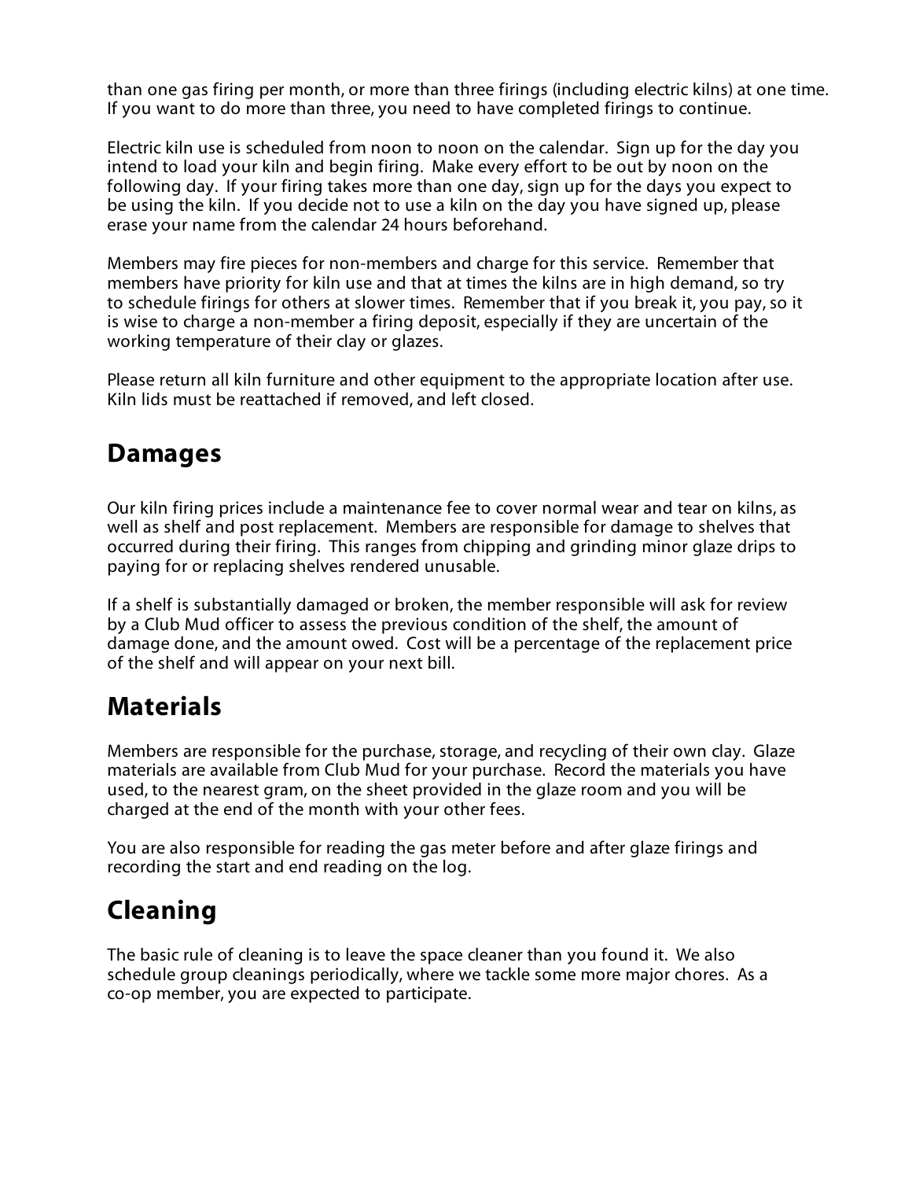than one gas firing per month, or more than three firings (including electric kilns) at one time. If you want to do more than three, you need to have completed firings to continue.

Electric kiln use is scheduled from noon to noon on the calendar. Sign up for the day you intend to load your kiln and begin firing. Make every effort to be out by noon on the following day. If your firing takes more than one day, sign up for the days you expect to be using the kiln. If you decide not to use a kiln on the day you have signed up, please erase your name from the calendar 24 hours beforehand.

Members may fire pieces for non-members and charge for this service. Remember that members have priority for kiln use and that at times the kilns are in high demand, so try to schedule firings for others at slower times. Remember that if you break it, you pay, so it is wise to charge a non-member a firing deposit, especially if they are uncertain of the working temperature of their clay or glazes.

Please return all kiln furniture and other equipment to the appropriate location after use. Kiln lids must be reattached if removed, and left closed.

## Damages

Our kiln firing prices include a maintenance fee to cover normal wear and tear on kilns, as well as shelf and post replacement. Members are responsible for damage to shelves that occurred during their firing. This ranges from chipping and grinding minor glaze drips to paying for or replacing shelves rendered unusable.

If a shelf is substantially damaged or broken, the member responsible will ask for review by a Club Mud officer to assess the previous condition of the shelf, the amount of damage done, and the amount owed. Cost will be a percentage of the replacement price of the shelf and will appear on your next bill.

## Materials

Members are responsible for the purchase, storage, and recycling of their own clay. Glaze materials are available from Club Mud for your purchase. Record the materials you have used, to the nearest gram, on the sheet provided in the glaze room and you will be charged at the end of the month with your other fees.

You are also responsible for reading the gas meter before and after glaze firings and recording the start and end reading on the log.

## Cleaning

The basic rule of cleaning is to leave the space cleaner than you found it. We also schedule group cleanings periodically, where we tackle some more major chores. As a co-op member, you are expected to participate.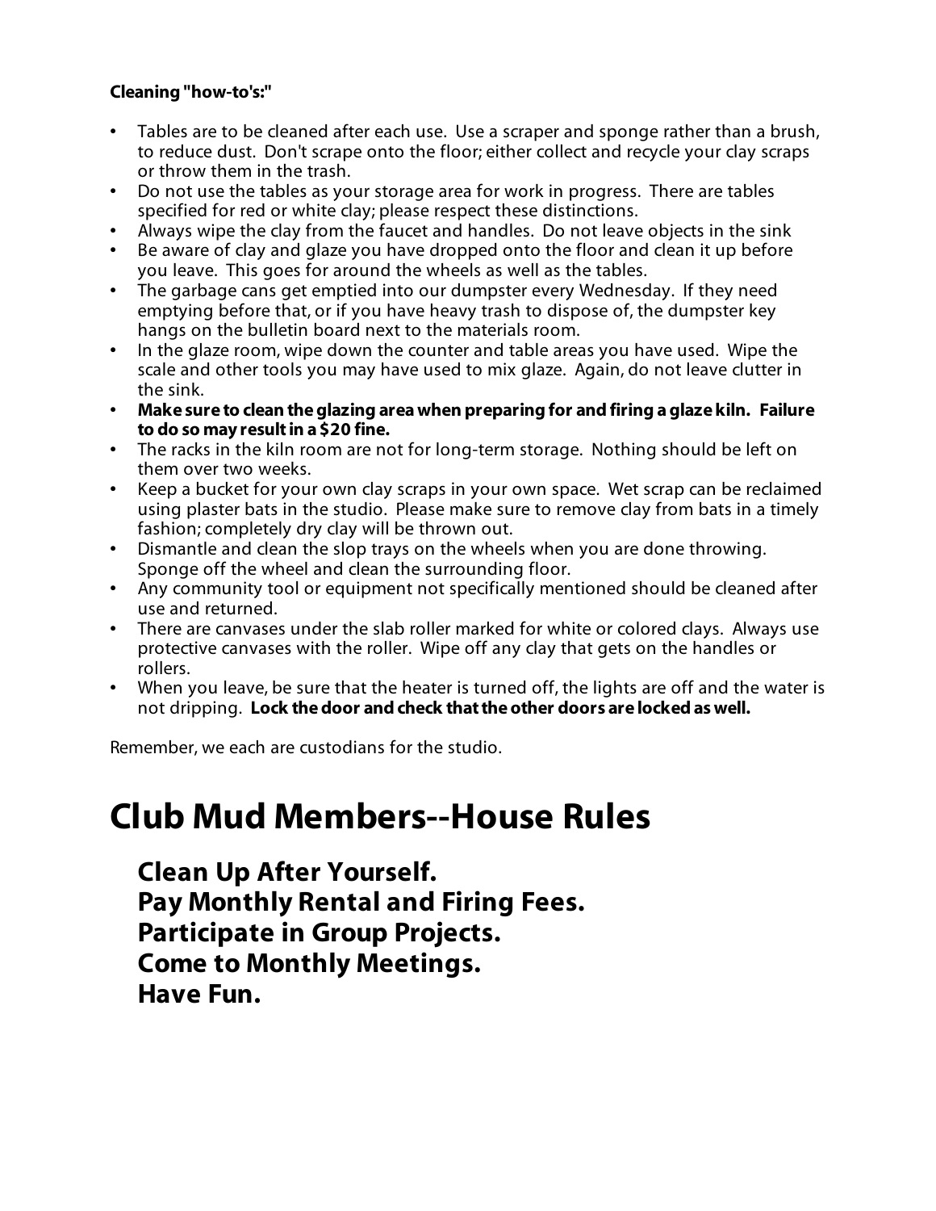**Cleaning "how-to's:"**

- Tables are to be cleaned after each use. Use a scraper and sponge rather than a brush, to reduce dust. Don't scrape onto the floor; either collect and recycle your clay scraps or throw them in the trash.
- Do not use the tables as your storage area for work in progress. There are tables specified for red or white clay; please respect these distinctions.
- Always wipe the clay from the faucet and handles. Do not leave objects in the sink
- Be aware of clay and glaze you have dropped onto the floor and clean it up before you leave. This goes for around the wheels as well as the tables.
- The garbage cans get emptied into our dumpster every Wednesday. If they need emptying before that, or if you have heavy trash to dispose of, the dumpster key hangs on the bulletin board next to the materials room.
- In the glaze room, wipe down the counter and table areas you have used. Wipe the scale and other tools you may have used to mix glaze. Again, do not leave clutter in the sink.
- **Make sure to clean the glazing area when preparing for and firing a glaze kiln. Failure to do so may result in a $20 fine.**
- The racks in the kiln room are not for long-term storage. Nothing should be left on them over two weeks.
- Keep a bucket for your own clay scraps in your own space. Wet scrap can be reclaimed using plaster bats in the studio. Please make sure to remove clay from bats in a timely fashion; completely dry clay will be thrown out.
- Dismantle and clean the slop trays on the wheels when you are done throwing. Sponge off the wheel and clean the surrounding floor.
- Any community tool or equipment not specifically mentioned should be cleaned after use and returned.
- There are canvases under the slab roller marked for white or colored clays. Always use protective canvases with the roller. Wipe off any clay that gets on the handles or rollers.
- When you leave, be sure that the heater is turned off, the lights are off and the water is not dripping. **Lock the door and check that the other doors are locked as well.**

Remember, we each are custodians for the studio.

# Club Mud Members--House Rules

**Clean Up After Yourself.**
**Pay Monthly Rental and Firing Fees.**
**Participate in Group Projects.**
**Come to Monthly Meetings.**
**Have Fun.**